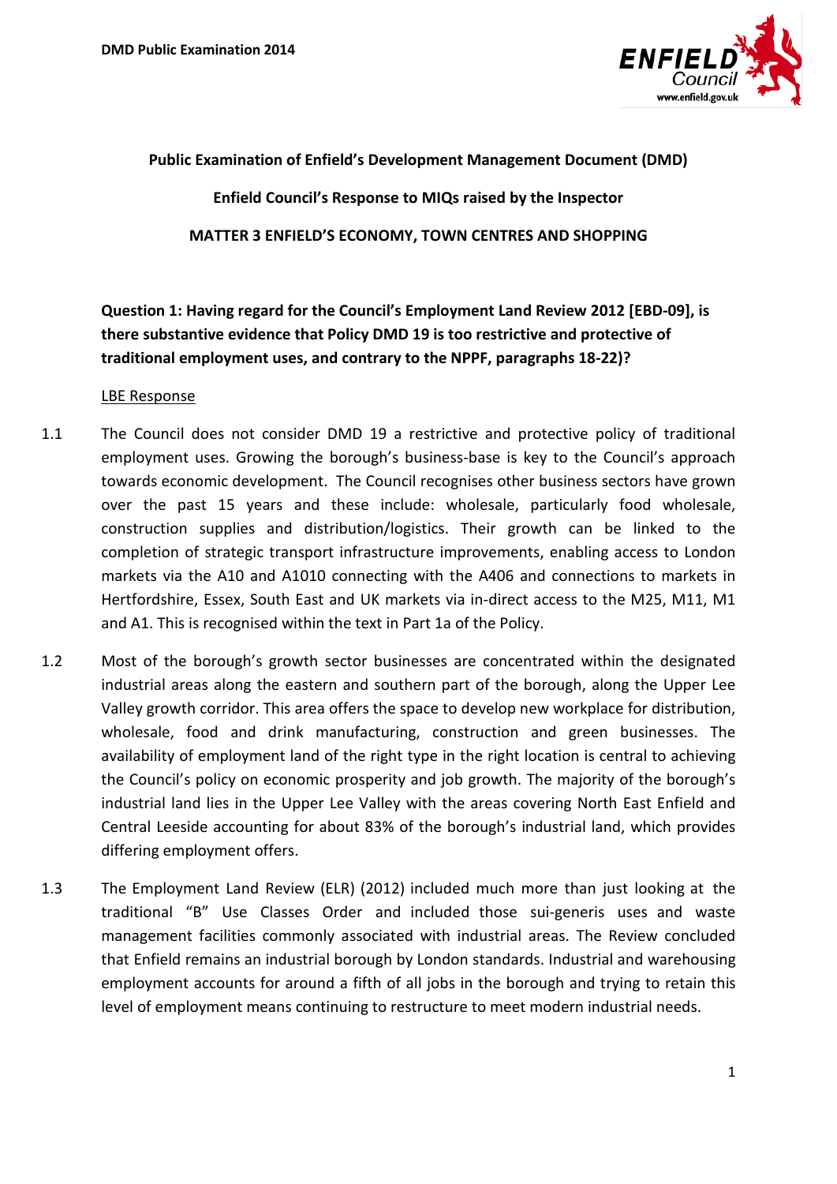**Public Examination of Enfield's Development Management Document (DMD)**

**Enfield Council's Response to MIQs raised by the Inspector**

**MATTER 3 ENFIELD'S ECONOMY, TOWN CENTRES AND SHOPPING**

**Question 1: Having regard for the Council's Employment Land Review 2012 [EBD-09], is there substantive evidence that Policy DMD 19 is too restrictive and protective of traditional employment uses, and contrary to the NPPF, paragraphs 18-22)?**

LBE Response

1.1 The Council does not consider DMD 19 a restrictive and protective policy of traditional employment uses. Growing the borough's business-base is key to the Council's approach towards economic development. The Council recognises other business sectors have grown over the past 15 years and these include: wholesale, particularly food wholesale, construction supplies and distribution/logistics. Their growth can be linked to the completion of strategic transport infrastructure improvements, enabling access to London markets via the A10 and A1010 connecting with the A406 and connections to markets in Hertfordshire, Essex, South East and UK markets via in-direct access to the M25, M11, M1 and A1. This is recognised within the text in Part 1a of the Policy.

1.2 Most of the borough's growth sector businesses are concentrated within the designated industrial areas along the eastern and southern part of the borough, along the Upper Lee Valley growth corridor. This area offers the space to develop new workplace for distribution, wholesale, food and drink manufacturing, construction and green businesses. The availability of employment land of the right type in the right location is central to achieving the Council's policy on economic prosperity and job growth. The majority of the borough's industrial land lies in the Upper Lee Valley with the areas covering North East Enfield and Central Leeside accounting for about 83% of the borough's industrial land, which provides differing employment offers.

1.3 The Employment Land Review (ELR) (2012) included much more than just looking at the traditional "B" Use Classes Order and included those sui-generis uses and waste management facilities commonly associated with industrial areas. The Review concluded that Enfield remains an industrial borough by London standards. Industrial and warehousing employment accounts for around a fifth of all jobs in the borough and trying to retain this level of employment means continuing to restructure to meet modern industrial needs.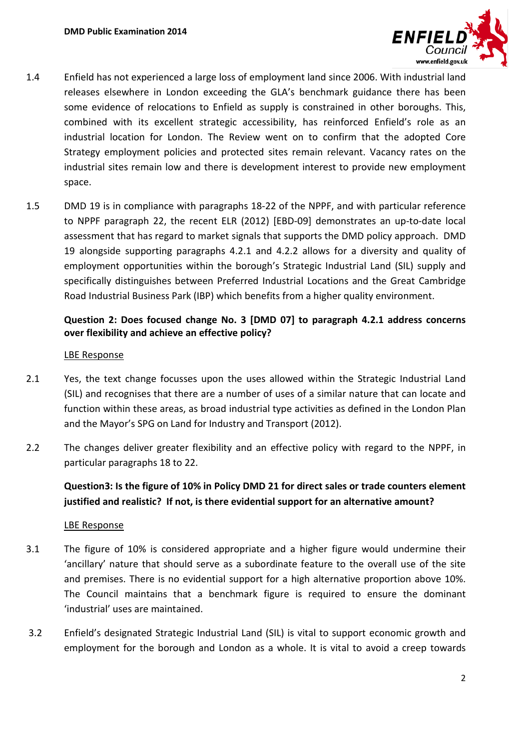1.4 Enfield has not experienced a large loss of employment land since 2006. With industrial land releases elsewhere in London exceeding the GLA's benchmark guidance there has been some evidence of relocations to Enfield as supply is constrained in other boroughs. This, combined with its excellent strategic accessibility, has reinforced Enfield's role as an industrial location for London. The Review went on to confirm that the adopted Core Strategy employment policies and protected sites remain relevant. Vacancy rates on the industrial sites remain low and there is development interest to provide new employment space.

1.5 DMD 19 is in compliance with paragraphs 18-22 of the NPPF, and with particular reference to NPPF paragraph 22, the recent ELR (2012) [EBD-09] demonstrates an up-to-date local assessment that has regard to market signals that supports the DMD policy approach. DMD 19 alongside supporting paragraphs 4.2.1 and 4.2.2 allows for a diversity and quality of employment opportunities within the borough's Strategic Industrial Land (SIL) supply and specifically distinguishes between Preferred Industrial Locations and the Great Cambridge Road Industrial Business Park (IBP) which benefits from a higher quality environment.

**Question 2: Does focused change No. 3 [DMD 07] to paragraph 4.2.1 address concerns over flexibility and achieve an effective policy?**

LBE Response

2.1 Yes, the text change focusses upon the uses allowed within the Strategic Industrial Land (SIL) and recognises that there are a number of uses of a similar nature that can locate and function within these areas, as broad industrial type activities as defined in the London Plan and the Mayor's SPG on Land for Industry and Transport (2012).

2.2 The changes deliver greater flexibility and an effective policy with regard to the NPPF, in particular paragraphs 18 to 22.

**Question3: Is the figure of 10% in Policy DMD 21 for direct sales or trade counters element justified and realistic? If not, is there evidential support for an alternative amount?**

LBE Response

3.1 The figure of 10% is considered appropriate and a higher figure would undermine their 'ancillary' nature that should serve as a subordinate feature to the overall use of the site and premises. There is no evidential support for a high alternative proportion above 10%. The Council maintains that a benchmark figure is required to ensure the dominant 'industrial' uses are maintained.

3.2 Enfield's designated Strategic Industrial Land (SIL) is vital to support economic growth and employment for the borough and London as a whole. It is vital to avoid a creep towards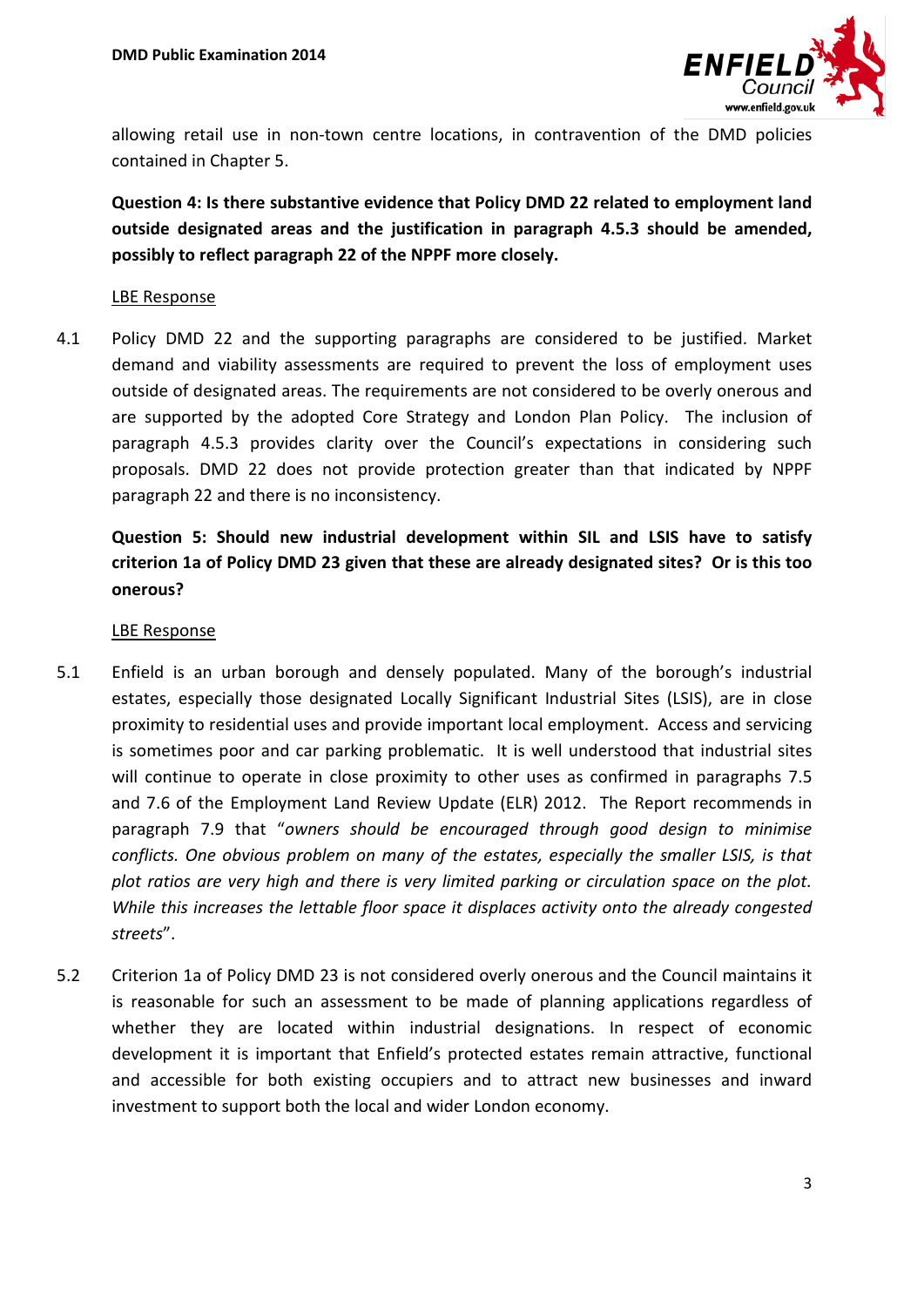allowing retail use in non-town centre locations, in contravention of the DMD policies contained in Chapter 5.

**Question 4: Is there substantive evidence that Policy DMD 22 related to employment land outside designated areas and the justification in paragraph 4.5.3 should be amended, possibly to reflect paragraph 22 of the NPPF more closely.**

LBE Response

4.1 Policy DMD 22 and the supporting paragraphs are considered to be justified. Market demand and viability assessments are required to prevent the loss of employment uses outside of designated areas. The requirements are not considered to be overly onerous and are supported by the adopted Core Strategy and London Plan Policy. The inclusion of paragraph 4.5.3 provides clarity over the Council's expectations in considering such proposals. DMD 22 does not provide protection greater than that indicated by NPPF paragraph 22 and there is no inconsistency.

**Question 5: Should new industrial development within SIL and LSIS have to satisfy criterion 1a of Policy DMD 23 given that these are already designated sites? Or is this too onerous?**

LBE Response

5.1 Enfield is an urban borough and densely populated. Many of the borough's industrial estates, especially those designated Locally Significant Industrial Sites (LSIS), are in close proximity to residential uses and provide important local employment. Access and servicing is sometimes poor and car parking problematic. It is well understood that industrial sites will continue to operate in close proximity to other uses as confirmed in paragraphs 7.5 and 7.6 of the Employment Land Review Update (ELR) 2012. The Report recommends in paragraph 7.9 that "*owners should be encouraged through good design to minimise conflicts. One obvious problem on many of the estates, especially the smaller LSIS, is that plot ratios are very high and there is very limited parking or circulation space on the plot. While this increases the lettable floor space it displaces activity onto the already congested streets*".

5.2 Criterion 1a of Policy DMD 23 is not considered overly onerous and the Council maintains it is reasonable for such an assessment to be made of planning applications regardless of whether they are located within industrial designations. In respect of economic development it is important that Enfield's protected estates remain attractive, functional and accessible for both existing occupiers and to attract new businesses and inward investment to support both the local and wider London economy.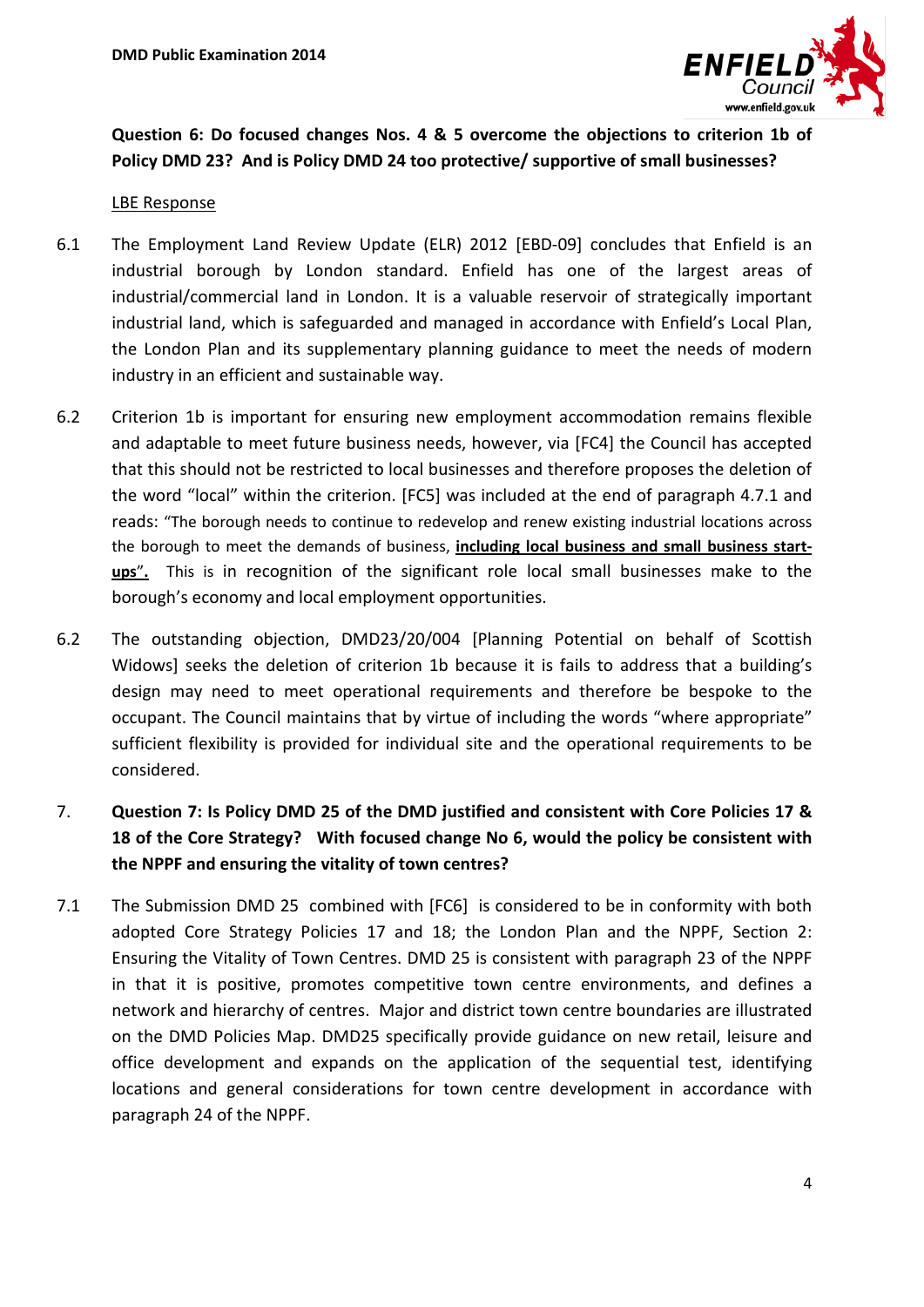**Question 6: Do focused changes Nos. 4 & 5 overcome the objections to criterion 1b of Policy DMD 23? And is Policy DMD 24 too protective/ supportive of small businesses?**

LBE Response

6.1 The Employment Land Review Update (ELR) 2012 [EBD-09] concludes that Enfield is an industrial borough by London standard. Enfield has one of the largest areas of industrial/commercial land in London. It is a valuable reservoir of strategically important industrial land, which is safeguarded and managed in accordance with Enfield's Local Plan, the London Plan and its supplementary planning guidance to meet the needs of modern industry in an efficient and sustainable way.

6.2 Criterion 1b is important for ensuring new employment accommodation remains flexible and adaptable to meet future business needs, however, via [FC4] the Council has accepted that this should not be restricted to local businesses and therefore proposes the deletion of the word "local" within the criterion. [FC5] was included at the end of paragraph 4.7.1 and reads: "The borough needs to continue to redevelop and renew existing industrial locations across the borough to meet the demands of business, **including local business and small business start-ups**". This is in recognition of the significant role local small businesses make to the borough's economy and local employment opportunities.

6.2 The outstanding objection, DMD23/20/004 [Planning Potential on behalf of Scottish Widows] seeks the deletion of criterion 1b because it is fails to address that a building's design may need to meet operational requirements and therefore be bespoke to the occupant. The Council maintains that by virtue of including the words "where appropriate" sufficient flexibility is provided for individual site and the operational requirements to be considered.

7. **Question 7: Is Policy DMD 25 of the DMD justified and consistent with Core Policies 17 & 18 of the Core Strategy? With focused change No 6, would the policy be consistent with the NPPF and ensuring the vitality of town centres?**

7.1 The Submission DMD 25 combined with [FC6] is considered to be in conformity with both adopted Core Strategy Policies 17 and 18; the London Plan and the NPPF, Section 2: Ensuring the Vitality of Town Centres. DMD 25 is consistent with paragraph 23 of the NPPF in that it is positive, promotes competitive town centre environments, and defines a network and hierarchy of centres. Major and district town centre boundaries are illustrated on the DMD Policies Map. DMD25 specifically provide guidance on new retail, leisure and office development and expands on the application of the sequential test, identifying locations and general considerations for town centre development in accordance with paragraph 24 of the NPPF.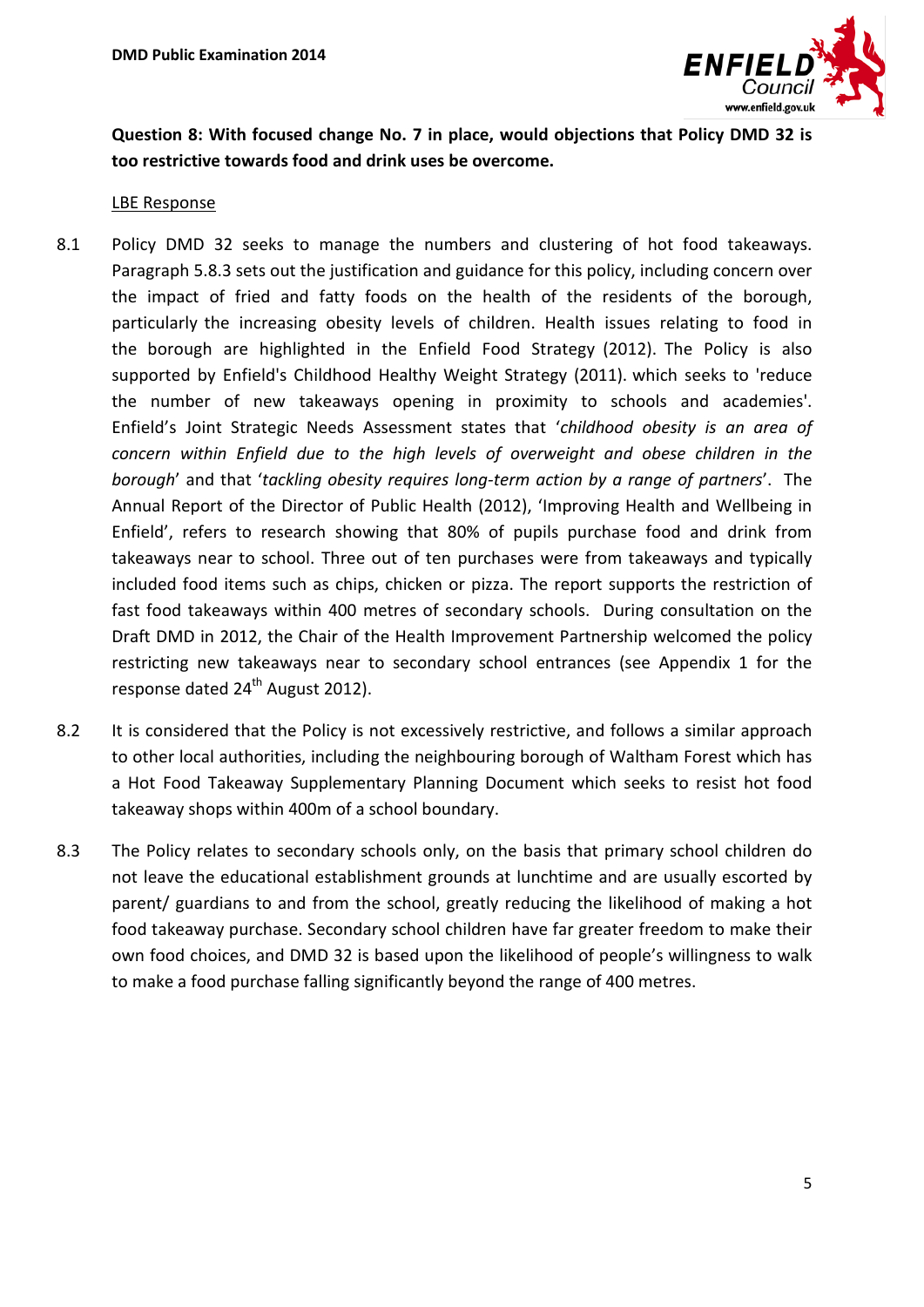**Question 8: With focused change No. 7 in place, would objections that Policy DMD 32 is too restrictive towards food and drink uses be overcome.**

LBE Response

8.1 Policy DMD 32 seeks to manage the numbers and clustering of hot food takeaways. Paragraph 5.8.3 sets out the justification and guidance for this policy, including concern over the impact of fried and fatty foods on the health of the residents of the borough, particularly the increasing obesity levels of children. Health issues relating to food in the borough are highlighted in the Enfield Food Strategy (2012). The Policy is also supported by Enfield's Childhood Healthy Weight Strategy (2011). which seeks to 'reduce the number of new takeaways opening in proximity to schools and academies'. Enfield's Joint Strategic Needs Assessment states that '*childhood obesity is an area of concern within Enfield due to the high levels of overweight and obese children in the borough*' and that '*tackling obesity requires long-term action by a range of partners*'. The Annual Report of the Director of Public Health (2012), 'Improving Health and Wellbeing in Enfield', refers to research showing that 80% of pupils purchase food and drink from takeaways near to school. Three out of ten purchases were from takeaways and typically included food items such as chips, chicken or pizza. The report supports the restriction of fast food takeaways within 400 metres of secondary schools. During consultation on the Draft DMD in 2012, the Chair of the Health Improvement Partnership welcomed the policy restricting new takeaways near to secondary school entrances (see Appendix 1 for the response dated 24th August 2012).

8.2 It is considered that the Policy is not excessively restrictive, and follows a similar approach to other local authorities, including the neighbouring borough of Waltham Forest which has a Hot Food Takeaway Supplementary Planning Document which seeks to resist hot food takeaway shops within 400m of a school boundary.

8.3 The Policy relates to secondary schools only, on the basis that primary school children do not leave the educational establishment grounds at lunchtime and are usually escorted by parent/ guardians to and from the school, greatly reducing the likelihood of making a hot food takeaway purchase. Secondary school children have far greater freedom to make their own food choices, and DMD 32 is based upon the likelihood of people's willingness to walk to make a food purchase falling significantly beyond the range of 400 metres.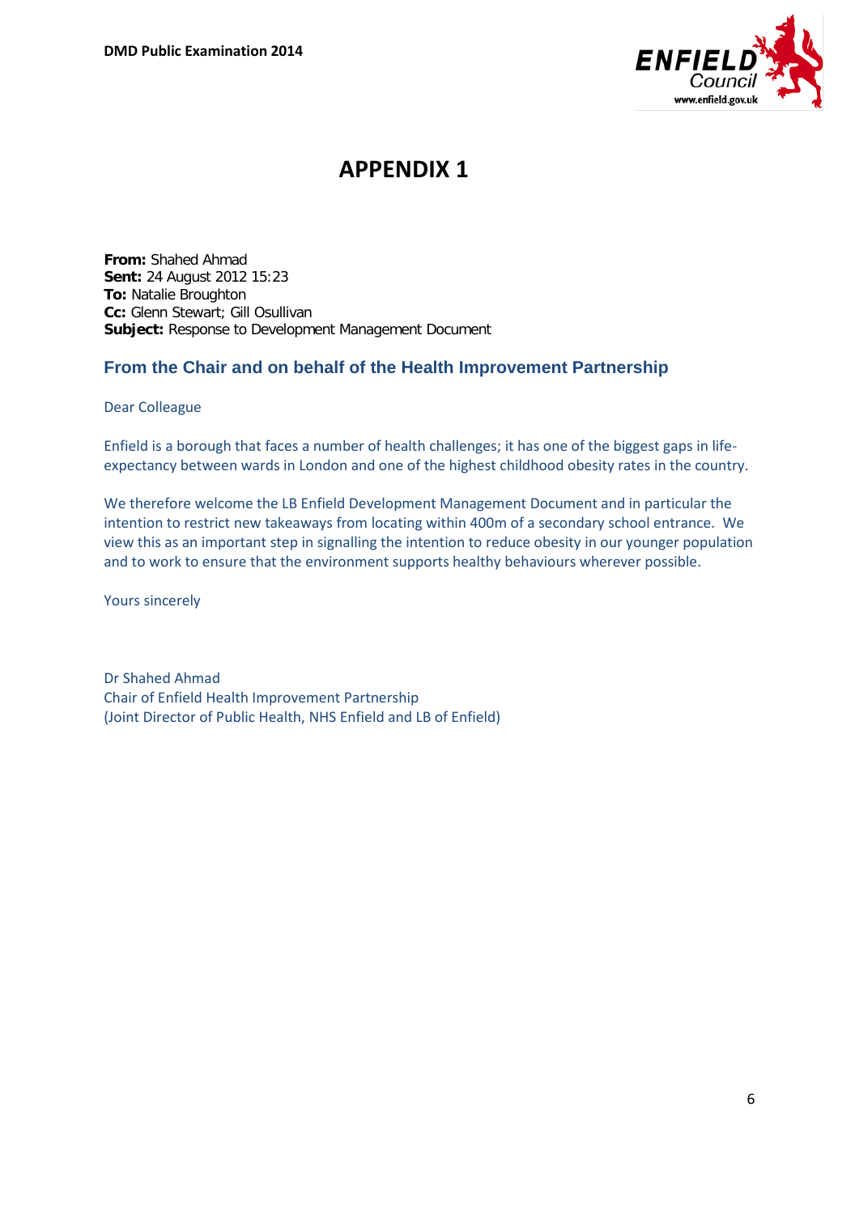# APPENDIX 1

**From:** Shahed Ahmad
**Sent:** 24 August 2012 15:23
**To:** Natalie Broughton
**Cc:** Glenn Stewart; Gill Osullivan
**Subject:** Response to Development Management Document

## From the Chair and on behalf of the Health Improvement Partnership

Dear Colleague

Enfield is a borough that faces a number of health challenges; it has one of the biggest gaps in life-expectancy between wards in London and one of the highest childhood obesity rates in the country.

We therefore welcome the LB Enfield Development Management Document and in particular the intention to restrict new takeaways from locating within 400m of a secondary school entrance. We view this as an important step in signalling the intention to reduce obesity in our younger population and to work to ensure that the environment supports healthy behaviours wherever possible.

Yours sincerely

Dr Shahed Ahmad
Chair of Enfield Health Improvement Partnership
(Joint Director of Public Health, NHS Enfield and LB of Enfield)